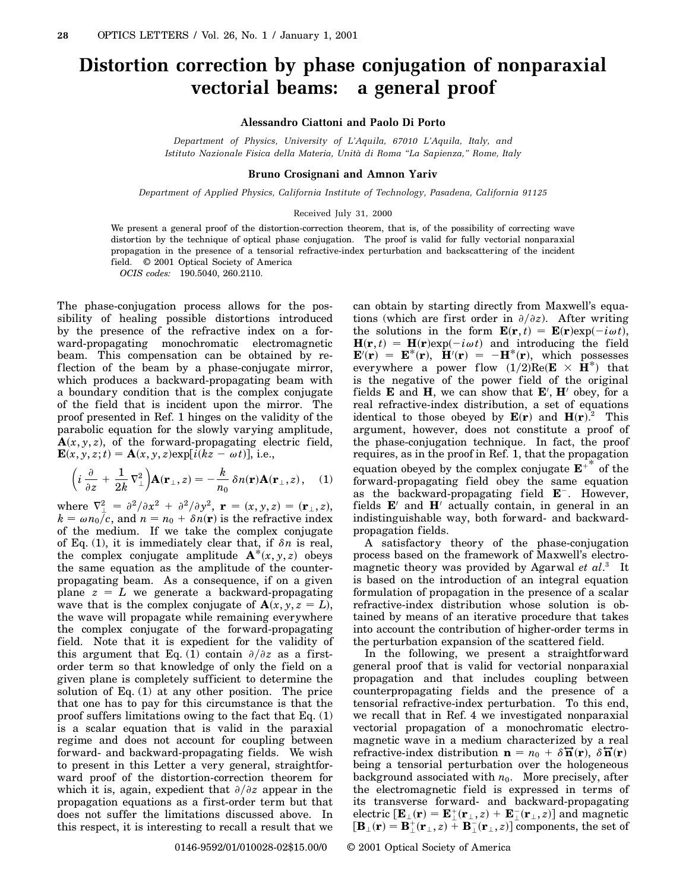# Distortion correction by phase conjugation of nonparaxial vectorial beams: a general proof

**Alessandro Ciattoni and Paolo Di Porto**

*Department of Physics, University of L'Aquila, 67010 L'Aquila, Italy, and Istituto Nazionale Fisica della Materia, Unità di Roma "La Sapienza," Rome, Italy*

**Bruno Crosignani and Amnon Yariv**

*Department of Applied Physics, California Institute of Technology, Pasadena, California 91125*

Received July 31, 2000

We present a general proof of the distortion-correction theorem, that is, of the possibility of correcting wave distortion by the technique of optical phase conjugation. The proof is valid for fully vectorial nonparaxial propagation in the presence of a tensorial refractive-index perturbation and backscattering of the incident field. © 2001 Optical Society of America

*OCIS codes:* 190.5040, 260.2110.

The phase-conjugation process allows for the possibility of healing possible distortions introduced by the presence of the refractive index on a forward-propagating monochromatic electromagnetic beam. This compensation can be obtained by reflection of the beam by a phase-conjugate mirror, which produces a backward-propagating beam with a boundary condition that is the complex conjugate of the field that is incident upon the mirror. The proof presented in Ref. 1 hinges on the validity of the parabolic equation for the slowly varying amplitude, $\mathbf{A}(x, y, z)$, of the forward-propagating electric field, $\mathbf{E}(x, y, z; t) = \mathbf{A}(x, y, z)\exp[i(kz - \omega t)]$, i.e.,

$$\left(i\frac{\partial}{\partial z} + \frac{1}{2k}\nabla_{\perp}^{2}\right)\mathbf{A}(\mathbf{r}_{\perp}, z) = -\frac{k}{n_0}\,\delta n(\mathbf{r})\mathbf{A}(\mathbf{r}_{\perp}, z), \quad (1)$$

where $\nabla_{\perp}^{2} = \partial^2/\partial x^2 + \partial^2/\partial y^2$, $\mathbf{r} = (x, y, z) = (\mathbf{r}_{\perp}, z)$, $k = \omega n_0/c$, and $n = n_0 + \delta n(\mathbf{r})$ is the refractive index of the medium. If we take the complex conjugate of Eq. (1), it is immediately clear that, if $\delta n$ is real, the complex conjugate amplitude $\mathbf{A}^*(x, y, z)$ obeys the same equation as the amplitude of the counterpropagating beam. As a consequence, if on a given plane $z = L$ we generate a backward-propagating wave that is the complex conjugate of $\mathbf{A}(x, y, z = L)$, the wave will propagate while remaining everywhere the complex conjugate of the forward-propagating field. Note that it is expedient for the validity of this argument that Eq. (1) contain $\partial/\partial z$ as a first-order term so that knowledge of only the field on a given plane is completely sufficient to determine the solution of Eq. (1) at any other position. The price that one has to pay for this circumstance is that the proof suffers limitations owing to the fact that Eq. (1) is a scalar equation that is valid in the paraxial regime and does not account for coupling between forward- and backward-propagating fields. We wish to present in this Letter a very general, straightforward proof of the distortion-correction theorem for which it is, again, expedient that $\partial/\partial z$ appear in the propagation equations as a first-order term but that does not suffer the limitations discussed above. In this respect, it is interesting to recall a result that we can obtain by starting directly from Maxwell's equations (which are first order in $\partial/\partial z$). After writing the solutions in the form $\mathbf{E}(\mathbf{r}, t) = \mathbf{E}(\mathbf{r})\exp(-i\omega t)$, $\mathbf{H}(\mathbf{r}, t) = \mathbf{H}(\mathbf{r})\exp(-i\omega t)$ and introducing the field $\mathbf{E}'(\mathbf{r}) = \mathbf{E}^*(\mathbf{r})$, $\mathbf{H}'(\mathbf{r}) = -\mathbf{H}^*(\mathbf{r})$, which possesses everywhere a power flow $(1/2)\mathrm{Re}(\mathbf{E} \times \mathbf{H}^*)$ that is the negative of the power field of the original fields $\mathbf{E}$ and $\mathbf{H}$, we can show that $\mathbf{E}'$, $\mathbf{H}'$ obey, for a real refractive-index distribution, a set of equations identical to those obeyed by $\mathbf{E}(\mathbf{r})$ and $\mathbf{H}(\mathbf{r})$.[2] This argument, however, does not constitute a proof of the phase-conjugation technique. In fact, the proof requires, as in the proof in Ref. 1, that the propagation equation obeyed by the complex conjugate $\mathbf{E}^{+*}$ of the forward-propagating field obey the same equation as the backward-propagating field $\mathbf{E}^{-}$. However, fields $\mathbf{E}'$ and $\mathbf{H}'$ actually contain, in general in an indistinguishable way, both forward- and backward-propagation fields.

A satisfactory theory of the phase-conjugation process based on the framework of Maxwell's electromagnetic theory was provided by Agarwal *et al.*[3] It is based on the introduction of an integral equation formulation of propagation in the presence of a scalar refractive-index distribution whose solution is obtained by means of an iterative procedure that takes into account the contribution of higher-order terms in the perturbation expansion of the scattered field.

In the following, we present a straightforward general proof that is valid for vectorial nonparaxial propagation and that includes coupling between counterpropagating fields and the presence of a tensorial refractive-index perturbation. To this end, we recall that in Ref. 4 we investigated nonparaxial vectorial propagation of a monochromatic electromagnetic wave in a medium characterized by a real refractive-index distribution $\mathbf{n} = n_0 + \delta\overleftrightarrow{\mathbf{n}}(\mathbf{r})$, $\delta\overleftrightarrow{\mathbf{n}}(\mathbf{r})$ being a tensorial perturbation over the hologeneous background associated with $n_0$. More precisely, after the electromagnetic field is expressed in terms of its transverse forward- and backward-propagating electric $[\mathbf{E}_{\perp}(\mathbf{r}) = \mathbf{E}_{\perp}^{+}(\mathbf{r}_{\perp}, z) + \mathbf{E}_{\perp}^{-}(\mathbf{r}_{\perp}, z)]$ and magnetic $[\mathbf{B}_{\perp}(\mathbf{r}) = \mathbf{B}_{\perp}^{+}(\mathbf{r}_{\perp}, z) + \mathbf{B}_{\perp}^{-}(\mathbf{r}_{\perp}, z)]$ components, the set of

0146-9592/01/010028-02$15.00/0 © 2001 Optical Society of America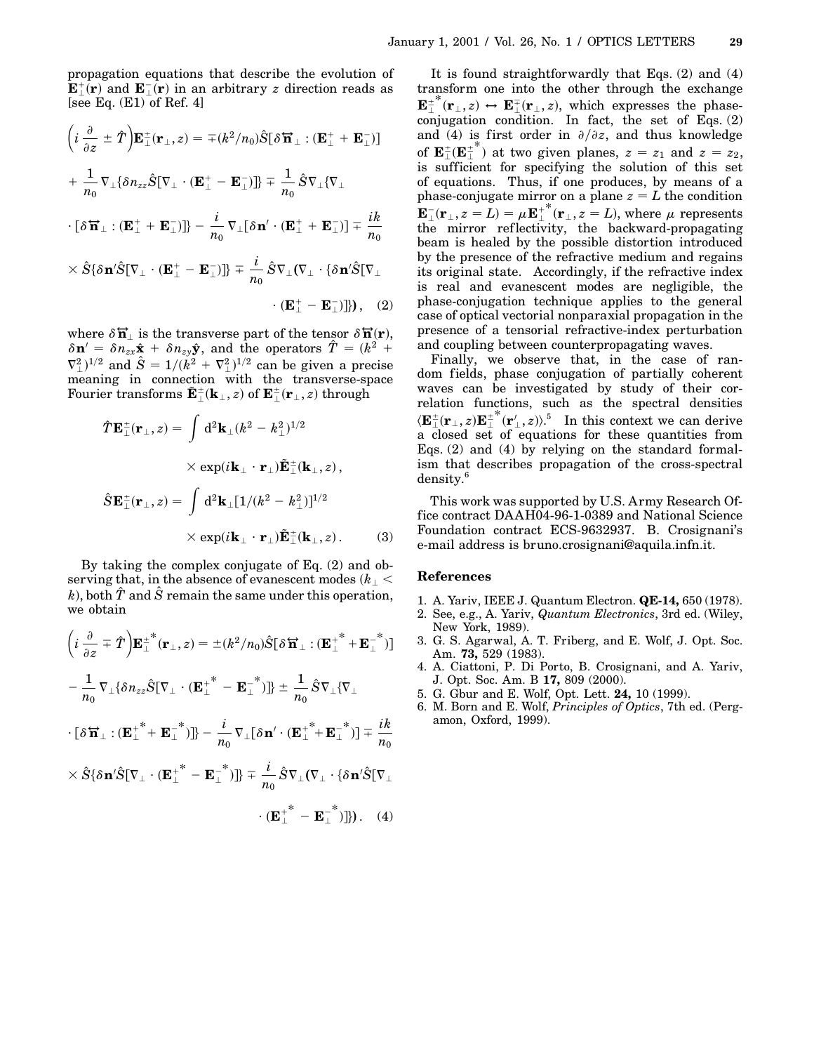propagation equations that describe the evolution of $\mathbf{E}_\perp^+(\mathbf{r})$ and $\mathbf{E}_\perp^-(\mathbf{r})$ in an arbitrary $z$ direction reads as [see Eq. (E1) of Ref. 4]

$$\left(i\frac{\partial}{\partial z} \pm \hat{T}\right)\mathbf{E}_\perp^\pm(\mathbf{r}_\perp, z) = \mp(k^2/n_0)\hat{S}[\delta\overleftrightarrow{\mathbf{n}}_\perp : (\mathbf{E}_\perp^+ + \mathbf{E}_\perp^-)] + \frac{1}{n_0}\nabla_\perp\{\delta n_{zz}\hat{S}[\nabla_\perp \cdot (\mathbf{E}_\perp^+ - \mathbf{E}_\perp^-)]\} \mp \frac{1}{n_0}\hat{S}\nabla_\perp\{\nabla_\perp \cdot [\delta\overleftrightarrow{\mathbf{n}}_\perp : (\mathbf{E}_\perp^+ + \mathbf{E}_\perp^-)]\} - \frac{i}{n_0}\nabla_\perp[\delta\mathbf{n}' \cdot (\mathbf{E}_\perp^+ + \mathbf{E}_\perp^-)] \mp \frac{ik}{n_0} \times \hat{S}\{\delta\mathbf{n}'\hat{S}[\nabla_\perp \cdot (\mathbf{E}_\perp^+ - \mathbf{E}_\perp^-)]\} \mp \frac{i}{n_0}\hat{S}\nabla_\perp(\nabla_\perp \cdot \{\delta\mathbf{n}'\hat{S}[\nabla_\perp \cdot (\mathbf{E}_\perp^+ - \mathbf{E}_\perp^-)]\}), \quad (2)$$

where $\delta\overleftrightarrow{\mathbf{n}}_\perp$ is the transverse part of the tensor $\delta\overleftrightarrow{\mathbf{n}}(\mathbf{r})$, $\delta\mathbf{n}' = \delta n_{zx}\hat{\mathbf{x}} + \delta n_{zy}\hat{\mathbf{y}}$, and the operators $\hat{T} = (k^2 + \nabla_\perp^2)^{1/2}$ and $\hat{S} = 1/(k^2 + \nabla_\perp^2)^{1/2}$ can be given a precise meaning in connection with the transverse-space Fourier transforms $\tilde{\mathbf{E}}_\perp^\pm(\mathbf{k}_\perp, z)$ of $\mathbf{E}_\perp^\pm(\mathbf{r}_\perp, z)$ through

$$\hat{T}\mathbf{E}_\perp^\pm(\mathbf{r}_\perp, z) = \int \mathrm{d}^2\mathbf{k}_\perp(k^2 - k_\perp^2)^{1/2} \times \exp(i\mathbf{k}_\perp \cdot \mathbf{r}_\perp)\tilde{\mathbf{E}}_\perp^\pm(\mathbf{k}_\perp, z),$$

$$\hat{S}\mathbf{E}_\perp^\pm(\mathbf{r}_\perp, z) = \int \mathrm{d}^2\mathbf{k}_\perp[1/(k^2 - k_\perp^2)]^{1/2} \times \exp(i\mathbf{k}_\perp \cdot \mathbf{r}_\perp)\tilde{\mathbf{E}}_\perp^\pm(\mathbf{k}_\perp, z). \quad (3)$$

By taking the complex conjugate of Eq. (2) and observing that, in the absence of evanescent modes ($k_\perp < k$), both $\hat{T}$ and $\hat{S}$ remain the same under this operation, we obtain

$$\left(i\frac{\partial}{\partial z} \mp \hat{T}\right)\mathbf{E}_\perp^{\pm *}(\mathbf{r}_\perp, z) = \pm(k^2/n_0)\hat{S}[\delta\overleftrightarrow{\mathbf{n}}_\perp : (\mathbf{E}_\perp^{+*} + \mathbf{E}_\perp^{-*})] - \frac{1}{n_0}\nabla_\perp\{\delta n_{zz}\hat{S}[\nabla_\perp \cdot (\mathbf{E}_\perp^{+*} - \mathbf{E}_\perp^{-*})]\} \pm \frac{1}{n_0}\hat{S}\nabla_\perp\{\nabla_\perp \cdot [\delta\overleftrightarrow{\mathbf{n}}_\perp : (\mathbf{E}_\perp^{+*} + \mathbf{E}_\perp^{-*})]\} - \frac{i}{n_0}\nabla_\perp[\delta\mathbf{n}' \cdot (\mathbf{E}_\perp^{+*} + \mathbf{E}_\perp^{-*})] \mp \frac{ik}{n_0} \times \hat{S}\{\delta\mathbf{n}'\hat{S}[\nabla_\perp \cdot (\mathbf{E}_\perp^{+*} - \mathbf{E}_\perp^{-*})]\} \mp \frac{i}{n_0}\hat{S}\nabla_\perp(\nabla_\perp \cdot \{\delta\mathbf{n}'\hat{S}[\nabla_\perp \cdot (\mathbf{E}_\perp^{+*} - \mathbf{E}_\perp^{-*})]\}). \quad (4)$$

It is found straightforwardly that Eqs. (2) and (4) transform one into the other through the exchange $\mathbf{E}_\perp^{\pm *}(\mathbf{r}_\perp, z) \leftrightarrow \mathbf{E}_\perp^{\mp}(\mathbf{r}_\perp, z)$, which expresses the phase-conjugation condition. In fact, the set of Eqs. (2) and (4) is first order in $\partial/\partial z$, and thus knowledge of $\mathbf{E}_\perp^{\pm}(\mathbf{E}_\perp^{\pm *})$ at two given planes, $z = z_1$ and $z = z_2$, is sufficient for specifying the solution of this set of equations. Thus, if one produces, by means of a phase-conjugate mirror on a plane $z = L$ the condition $\mathbf{E}_\perp^-(\mathbf{r}_\perp, z = L) = \mu\mathbf{E}_\perp^{+*}(\mathbf{r}_\perp, z = L)$, where $\mu$ represents the mirror reflectivity, the backward-propagating beam is healed by the possible distortion introduced by the presence of the refractive medium and regains its original state. Accordingly, if the refractive index is real and evanescent modes are negligible, the phase-conjugation technique applies to the general case of optical vectorial nonparaxial propagation in the presence of a tensorial refractive-index perturbation and coupling between counterpropagating waves.

Finally, we observe that, in the case of random fields, phase conjugation of partially coherent waves can be investigated by study of their correlation functions, such as the spectral densities $\langle\mathbf{E}_\perp^{\pm}(\mathbf{r}_\perp, z)\mathbf{E}_\perp^{\pm *}(\mathbf{r}_\perp', z)\rangle$.[5] In this context we can derive a closed set of equations for these quantities from Eqs. (2) and (4) by relying on the standard formalism that describes propagation of the cross-spectral density.[6]

This work was supported by U.S. Army Research Office contract DAAH04-96-1-0389 and National Science Foundation contract ECS-9632937. B. Crosignani's e-mail address is bruno.crosignani@aquila.infn.it.

## References

1. A. Yariv, IEEE J. Quantum Electron. **QE-14,** 650 (1978).
2. See, e.g., A. Yariv, *Quantum Electronics*, 3rd ed. (Wiley, New York, 1989).
3. G. S. Agarwal, A. T. Friberg, and E. Wolf, J. Opt. Soc. Am. **73,** 529 (1983).
4. A. Ciattoni, P. Di Porto, B. Crosignani, and A. Yariv, J. Opt. Soc. Am. B **17,** 809 (2000).
5. G. Gbur and E. Wolf, Opt. Lett. **24,** 10 (1999).
6. M. Born and E. Wolf, *Principles of Optics*, 7th ed. (Pergamon, Oxford, 1999).